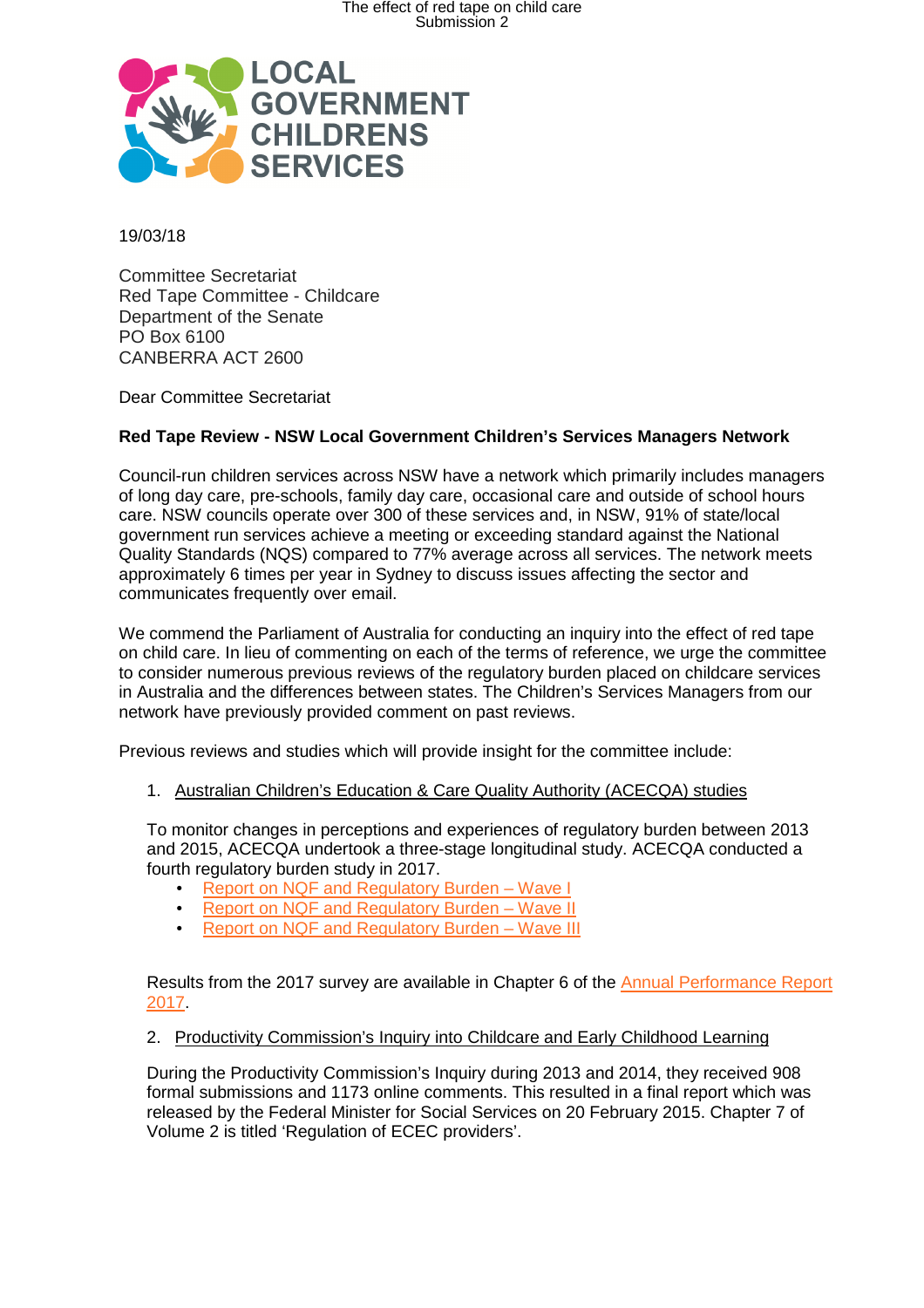LOCAL GOVERNMENT CHILDRENS SERVICES

19/03/18

Committee Secretariat
Red Tape Committee - Childcare
Department of the Senate
PO Box 6100
CANBERRA ACT 2600

Dear Committee Secretariat

**Red Tape Review - NSW Local Government Children's Services Managers Network**

Council-run children services across NSW have a network which primarily includes managers of long day care, pre-schools, family day care, occasional care and outside of school hours care. NSW councils operate over 300 of these services and, in NSW, 91% of state/local government run services achieve a meeting or exceeding standard against the National Quality Standards (NQS) compared to 77% average across all services. The network meets approximately 6 times per year in Sydney to discuss issues affecting the sector and communicates frequently over email.

We commend the Parliament of Australia for conducting an inquiry into the effect of red tape on child care. In lieu of commenting on each of the terms of reference, we urge the committee to consider numerous previous reviews of the regulatory burden placed on childcare services in Australia and the differences between states. The Children's Services Managers from our network have previously provided comment on past reviews.

Previous reviews and studies which will provide insight for the committee include:

1. Australian Children's Education & Care Quality Authority (ACECQA) studies

   To monitor changes in perceptions and experiences of regulatory burden between 2013 and 2015, ACECQA undertook a three-stage longitudinal study. ACECQA conducted a fourth regulatory burden study in 2017.

   - Report on NQF and Regulatory Burden – Wave I
   - Report on NQF and Regulatory Burden – Wave II
   - Report on NQF and Regulatory Burden – Wave III

   Results from the 2017 survey are available in Chapter 6 of the Annual Performance Report 2017.

2. Productivity Commission's Inquiry into Childcare and Early Childhood Learning

   During the Productivity Commission's Inquiry during 2013 and 2014, they received 908 formal submissions and 1173 online comments. This resulted in a final report which was released by the Federal Minister for Social Services on 20 February 2015. Chapter 7 of Volume 2 is titled 'Regulation of ECEC providers'.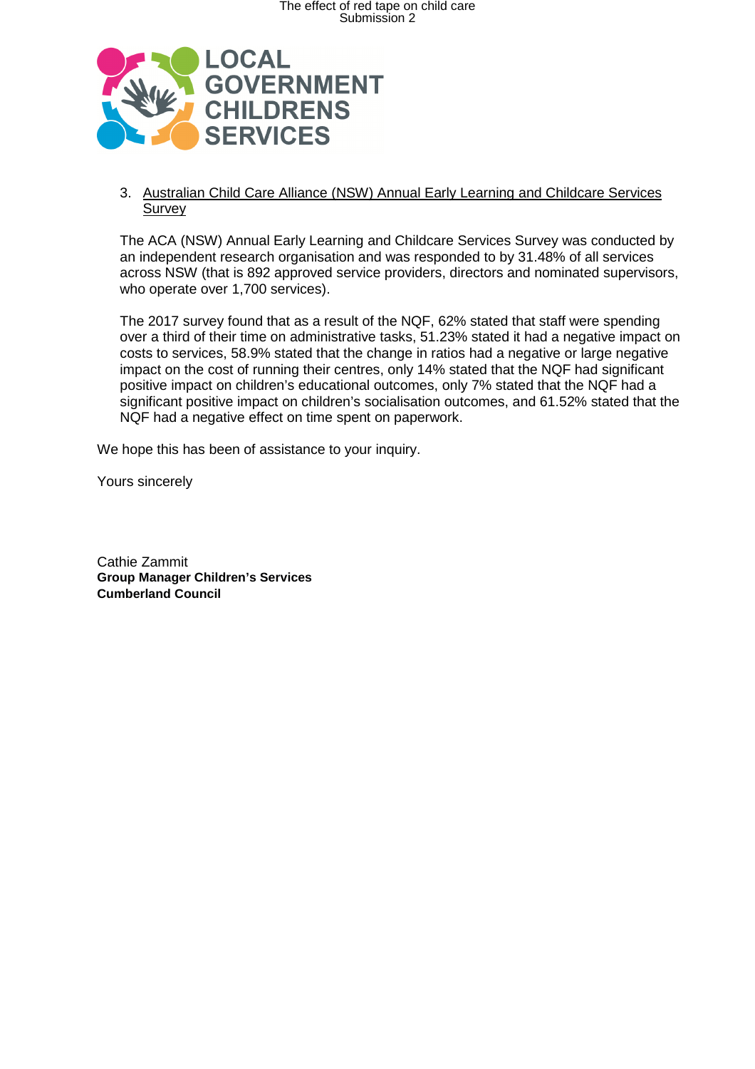3. Australian Child Care Alliance (NSW) Annual Early Learning and Childcare Services Survey

The ACA (NSW) Annual Early Learning and Childcare Services Survey was conducted by an independent research organisation and was responded to by 31.48% of all services across NSW (that is 892 approved service providers, directors and nominated supervisors, who operate over 1,700 services).

The 2017 survey found that as a result of the NQF, 62% stated that staff were spending over a third of their time on administrative tasks, 51.23% stated it had a negative impact on costs to services, 58.9% stated that the change in ratios had a negative or large negative impact on the cost of running their centres, only 14% stated that the NQF had significant positive impact on children's educational outcomes, only 7% stated that the NQF had a significant positive impact on children's socialisation outcomes, and 61.52% stated that the NQF had a negative effect on time spent on paperwork.

We hope this has been of assistance to your inquiry.

Yours sincerely

Cathie Zammit
**Group Manager Children's Services**
**Cumberland Council**